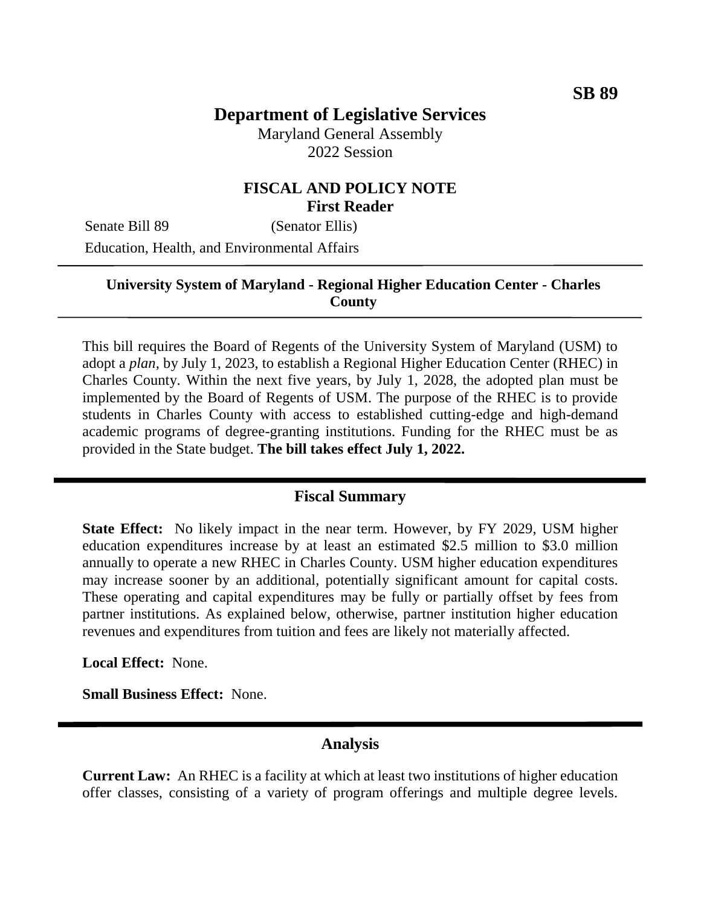**SB 89**

# Department of Legislative Services

Maryland General Assembly
2022 Session

## FISCAL AND POLICY NOTE
**First Reader**

Senate Bill 89 (Senator Ellis)
Education, Health, and Environmental Affairs

---

**University System of Maryland - Regional Higher Education Center - Charles County**

---

This bill requires the Board of Regents of the University System of Maryland (USM) to adopt a *plan*, by July 1, 2023, to establish a Regional Higher Education Center (RHEC) in Charles County. Within the next five years, by July 1, 2028, the adopted plan must be implemented by the Board of Regents of USM. The purpose of the RHEC is to provide students in Charles County with access to established cutting-edge and high-demand academic programs of degree-granting institutions. Funding for the RHEC must be as provided in the State budget. **The bill takes effect July 1, 2022.**

## Fiscal Summary

**State Effect:** No likely impact in the near term. However, by FY 2029, USM higher education expenditures increase by at least an estimated $2.5 million to $3.0 million annually to operate a new RHEC in Charles County. USM higher education expenditures may increase sooner by an additional, potentially significant amount for capital costs. These operating and capital expenditures may be fully or partially offset by fees from partner institutions. As explained below, otherwise, partner institution higher education revenues and expenditures from tuition and fees are likely not materially affected.

**Local Effect:** None.

**Small Business Effect:** None.

## Analysis

**Current Law:** An RHEC is a facility at which at least two institutions of higher education offer classes, consisting of a variety of program offerings and multiple degree levels.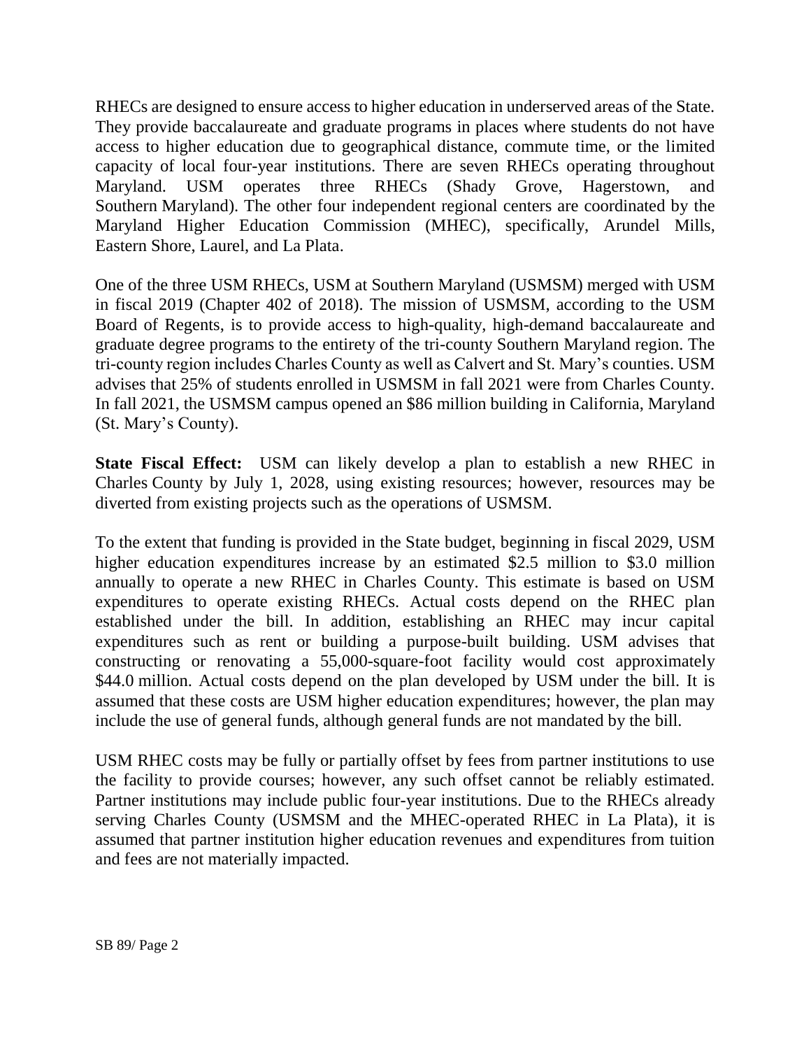RHECs are designed to ensure access to higher education in underserved areas of the State. They provide baccalaureate and graduate programs in places where students do not have access to higher education due to geographical distance, commute time, or the limited capacity of local four-year institutions. There are seven RHECs operating throughout Maryland. USM operates three RHECs (Shady Grove, Hagerstown, and Southern Maryland). The other four independent regional centers are coordinated by the Maryland Higher Education Commission (MHEC), specifically, Arundel Mills, Eastern Shore, Laurel, and La Plata.

One of the three USM RHECs, USM at Southern Maryland (USMSM) merged with USM in fiscal 2019 (Chapter 402 of 2018). The mission of USMSM, according to the USM Board of Regents, is to provide access to high-quality, high-demand baccalaureate and graduate degree programs to the entirety of the tri-county Southern Maryland region. The tri-county region includes Charles County as well as Calvert and St. Mary's counties. USM advises that 25% of students enrolled in USMSM in fall 2021 were from Charles County. In fall 2021, the USMSM campus opened an $86 million building in California, Maryland (St. Mary's County).

**State Fiscal Effect:** USM can likely develop a plan to establish a new RHEC in Charles County by July 1, 2028, using existing resources; however, resources may be diverted from existing projects such as the operations of USMSM.

To the extent that funding is provided in the State budget, beginning in fiscal 2029, USM higher education expenditures increase by an estimated $2.5 million to $3.0 million annually to operate a new RHEC in Charles County. This estimate is based on USM expenditures to operate existing RHECs. Actual costs depend on the RHEC plan established under the bill. In addition, establishing an RHEC may incur capital expenditures such as rent or building a purpose-built building. USM advises that constructing or renovating a 55,000-square-foot facility would cost approximately $44.0 million. Actual costs depend on the plan developed by USM under the bill. It is assumed that these costs are USM higher education expenditures; however, the plan may include the use of general funds, although general funds are not mandated by the bill.

USM RHEC costs may be fully or partially offset by fees from partner institutions to use the facility to provide courses; however, any such offset cannot be reliably estimated. Partner institutions may include public four-year institutions. Due to the RHECs already serving Charles County (USMSM and the MHEC-operated RHEC in La Plata), it is assumed that partner institution higher education revenues and expenditures from tuition and fees are not materially impacted.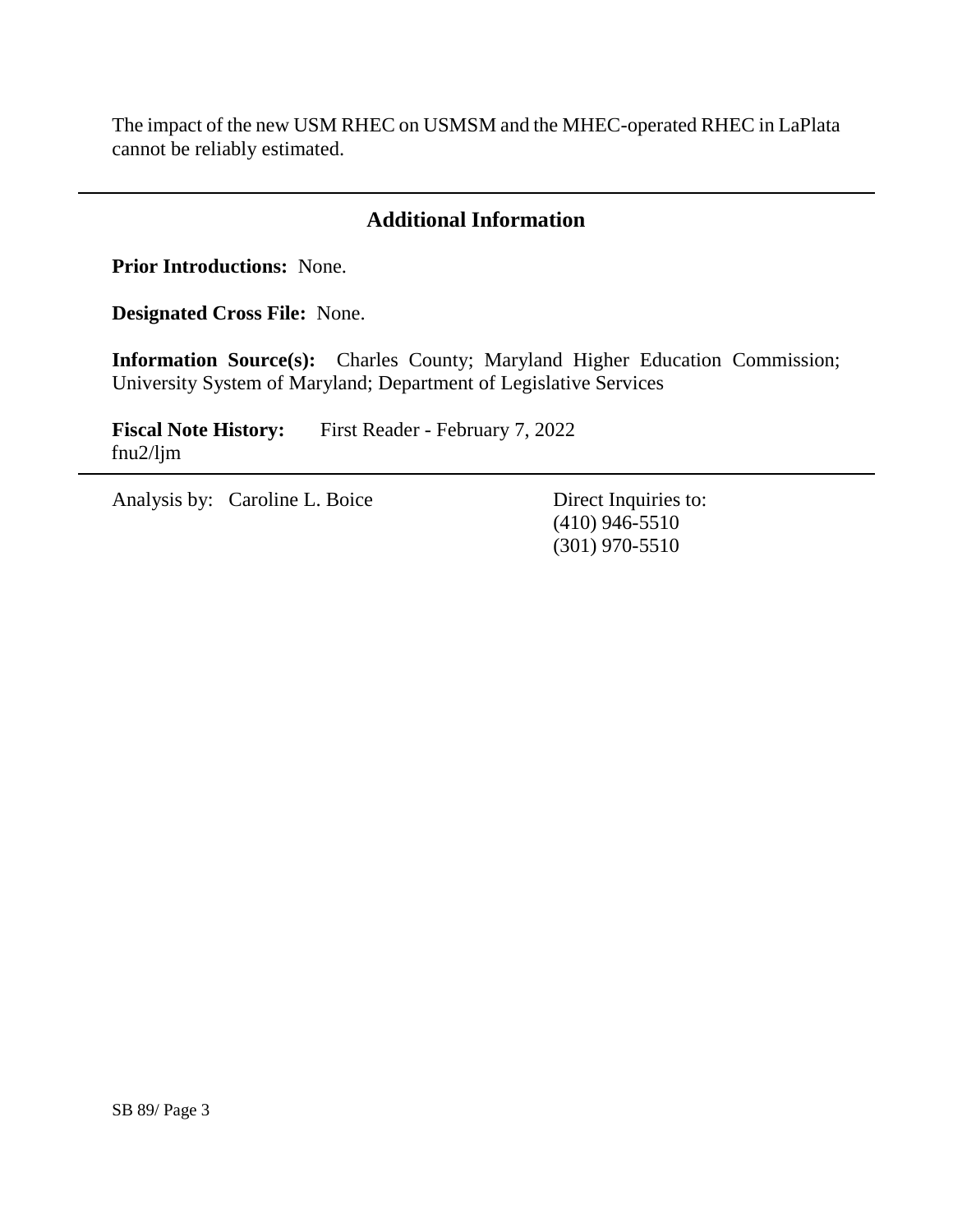The impact of the new USM RHEC on USMSM and the MHEC-operated RHEC in LaPlata cannot be reliably estimated.

## Additional Information

**Prior Introductions:** None.

**Designated Cross File:** None.

**Information Source(s):** Charles County; Maryland Higher Education Commission; University System of Maryland; Department of Legislative Services

**Fiscal Note History:** First Reader - February 7, 2022
fnu2/ljm

Analysis by: Caroline L. Boice

Direct Inquiries to:
(410) 946-5510
(301) 970-5510